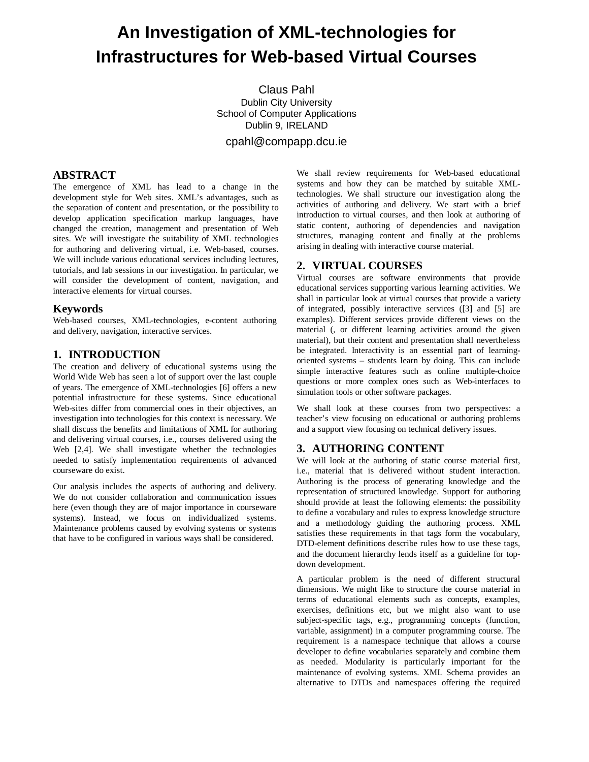# An Investigation of XML-technologies for Infrastructures for Web-based Virtual Courses

Claus Pahl
Dublin City University
School of Computer Applications
Dublin 9, IRELAND

cpahl@compapp.dcu.ie

## ABSTRACT

The emergence of XML has lead to a change in the development style for Web sites. XML's advantages, such as the separation of content and presentation, or the possibility to develop application specification markup languages, have changed the creation, management and presentation of Web sites. We will investigate the suitability of XML technologies for authoring and delivering virtual, i.e. Web-based, courses. We will include various educational services including lectures, tutorials, and lab sessions in our investigation. In particular, we will consider the development of content, navigation, and interactive elements for virtual courses.

## Keywords

Web-based courses, XML-technologies, e-content authoring and delivery, navigation, interactive services.

## 1. INTRODUCTION

The creation and delivery of educational systems using the World Wide Web has seen a lot of support over the last couple of years. The emergence of XML-technologies [6] offers a new potential infrastructure for these systems. Since educational Web-sites differ from commercial ones in their objectives, an investigation into technologies for this context is necessary. We shall discuss the benefits and limitations of XML for authoring and delivering virtual courses, i.e., courses delivered using the Web [2,4]. We shall investigate whether the technologies needed to satisfy implementation requirements of advanced courseware do exist.

Our analysis includes the aspects of authoring and delivery. We do not consider collaboration and communication issues here (even though they are of major importance in courseware systems). Instead, we focus on individualized systems. Maintenance problems caused by evolving systems or systems that have to be configured in various ways shall be considered.

We shall review requirements for Web-based educational systems and how they can be matched by suitable XML-technologies. We shall structure our investigation along the activities of authoring and delivery. We start with a brief introduction to virtual courses, and then look at authoring of static content, authoring of dependencies and navigation structures, managing content and finally at the problems arising in dealing with interactive course material.

## 2. VIRTUAL COURSES

Virtual courses are software environments that provide educational services supporting various learning activities. We shall in particular look at virtual courses that provide a variety of integrated, possibly interactive services ([3] and [5] are examples). Different services provide different views on the material (, or different learning activities around the given material), but their content and presentation shall nevertheless be integrated. Interactivity is an essential part of learning-oriented systems – students learn by doing. This can include simple interactive features such as online multiple-choice questions or more complex ones such as Web-interfaces to simulation tools or other software packages.

We shall look at these courses from two perspectives: a teacher's view focusing on educational or authoring problems and a support view focusing on technical delivery issues.

## 3. AUTHORING CONTENT

We will look at the authoring of static course material first, i.e., material that is delivered without student interaction. Authoring is the process of generating knowledge and the representation of structured knowledge. Support for authoring should provide at least the following elements: the possibility to define a vocabulary and rules to express knowledge structure and a methodology guiding the authoring process. XML satisfies these requirements in that tags form the vocabulary, DTD-element definitions describe rules how to use these tags, and the document hierarchy lends itself as a guideline for top-down development.

A particular problem is the need of different structural dimensions. We might like to structure the course material in terms of educational elements such as concepts, examples, exercises, definitions etc, but we might also want to use subject-specific tags, e.g., programming concepts (function, variable, assignment) in a computer programming course. The requirement is a namespace technique that allows a course developer to define vocabularies separately and combine them as needed. Modularity is particularly important for the maintenance of evolving systems. XML Schema provides an alternative to DTDs and namespaces offering the required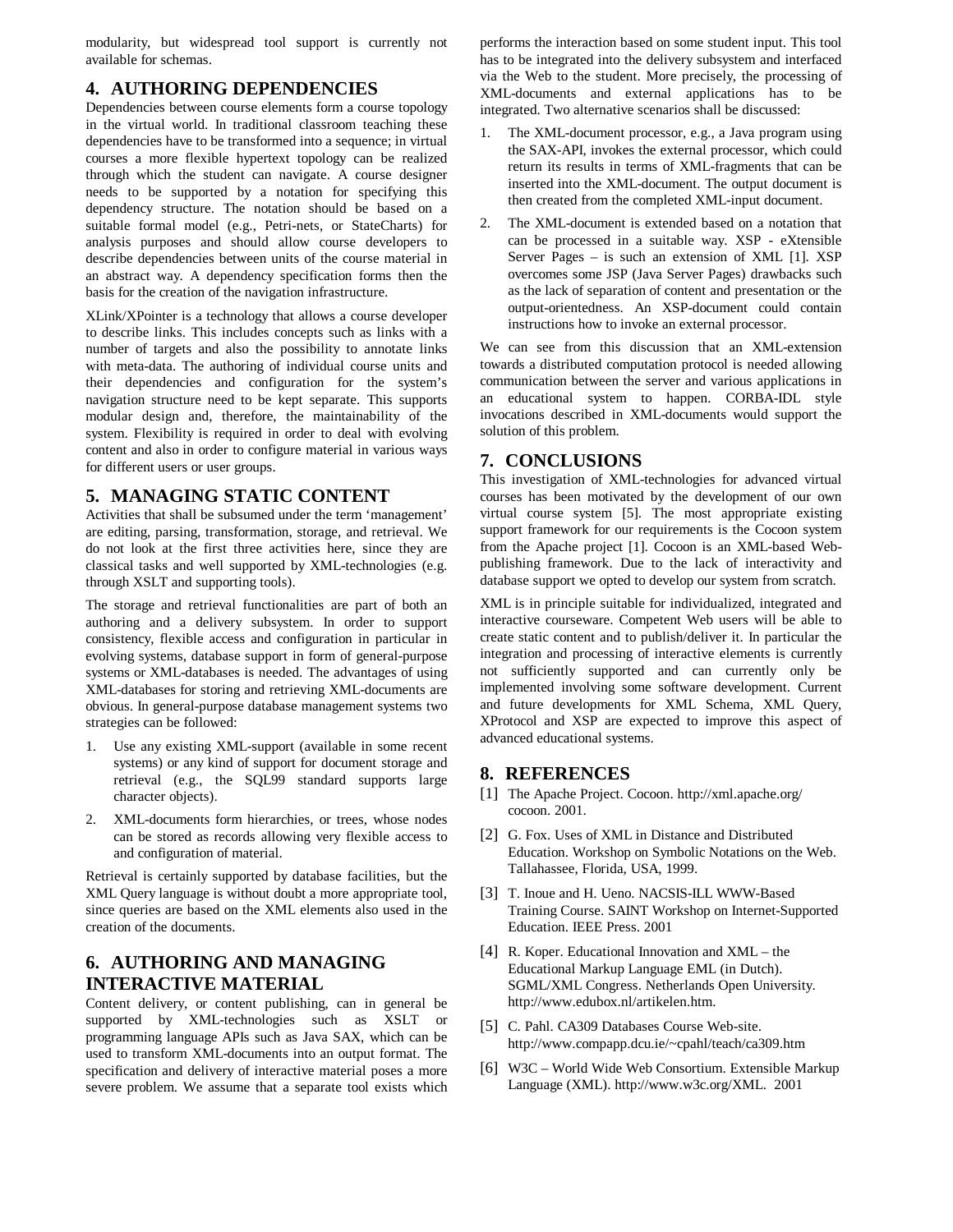modularity, but widespread tool support is currently not available for schemas.

## 4. AUTHORING DEPENDENCIES

Dependencies between course elements form a course topology in the virtual world. In traditional classroom teaching these dependencies have to be transformed into a sequence; in virtual courses a more flexible hypertext topology can be realized through which the student can navigate. A course designer needs to be supported by a notation for specifying this dependency structure. The notation should be based on a suitable formal model (e.g., Petri-nets, or StateCharts) for analysis purposes and should allow course developers to describe dependencies between units of the course material in an abstract way. A dependency specification forms then the basis for the creation of the navigation infrastructure.

XLink/XPointer is a technology that allows a course developer to describe links. This includes concepts such as links with a number of targets and also the possibility to annotate links with meta-data. The authoring of individual course units and their dependencies and configuration for the system's navigation structure need to be kept separate. This supports modular design and, therefore, the maintainability of the system. Flexibility is required in order to deal with evolving content and also in order to configure material in various ways for different users or user groups.

## 5. MANAGING STATIC CONTENT

Activities that shall be subsumed under the term 'management' are editing, parsing, transformation, storage, and retrieval. We do not look at the first three activities here, since they are classical tasks and well supported by XML-technologies (e.g. through XSLT and supporting tools).

The storage and retrieval functionalities are part of both an authoring and a delivery subsystem. In order to support consistency, flexible access and configuration in particular in evolving systems, database support in form of general-purpose systems or XML-databases is needed. The advantages of using XML-databases for storing and retrieving XML-documents are obvious. In general-purpose database management systems two strategies can be followed:

1. Use any existing XML-support (available in some recent systems) or any kind of support for document storage and retrieval (e.g., the SQL99 standard supports large character objects).
2. XML-documents form hierarchies, or trees, whose nodes can be stored as records allowing very flexible access to and configuration of material.

Retrieval is certainly supported by database facilities, but the XML Query language is without doubt a more appropriate tool, since queries are based on the XML elements also used in the creation of the documents.

## 6. AUTHORING AND MANAGING INTERACTIVE MATERIAL

Content delivery, or content publishing, can in general be supported by XML-technologies such as XSLT or programming language APIs such as Java SAX, which can be used to transform XML-documents into an output format. The specification and delivery of interactive material poses a more severe problem. We assume that a separate tool exists which performs the interaction based on some student input. This tool has to be integrated into the delivery subsystem and interfaced via the Web to the student. More precisely, the processing of XML-documents and external applications has to be integrated. Two alternative scenarios shall be discussed:

1. The XML-document processor, e.g., a Java program using the SAX-API, invokes the external processor, which could return its results in terms of XML-fragments that can be inserted into the XML-document. The output document is then created from the completed XML-input document.
2. The XML-document is extended based on a notation that can be processed in a suitable way. XSP - eXtensible Server Pages – is such an extension of XML [1]. XSP overcomes some JSP (Java Server Pages) drawbacks such as the lack of separation of content and presentation or the output-orientedness. An XSP-document could contain instructions how to invoke an external processor.

We can see from this discussion that an XML-extension towards a distributed computation protocol is needed allowing communication between the server and various applications in an educational system to happen. CORBA-IDL style invocations described in XML-documents would support the solution of this problem.

## 7. CONCLUSIONS

This investigation of XML-technologies for advanced virtual courses has been motivated by the development of our own virtual course system [5]. The most appropriate existing support framework for our requirements is the Cocoon system from the Apache project [1]. Cocoon is an XML-based Web-publishing framework. Due to the lack of interactivity and database support we opted to develop our system from scratch.

XML is in principle suitable for individualized, integrated and interactive courseware. Competent Web users will be able to create static content and to publish/deliver it. In particular the integration and processing of interactive elements is currently not sufficiently supported and can currently only be implemented involving some software development. Current and future developments for XML Schema, XML Query, XProtocol and XSP are expected to improve this aspect of advanced educational systems.

## 8. REFERENCES

[1] The Apache Project. Cocoon. http://xml.apache.org/cocoon. 2001.

[2] G. Fox. Uses of XML in Distance and Distributed Education. Workshop on Symbolic Notations on the Web. Tallahassee, Florida, USA, 1999.

[3] T. Inoue and H. Ueno. NACSIS-ILL WWW-Based Training Course. SAINT Workshop on Internet-Supported Education. IEEE Press. 2001

[4] R. Koper. Educational Innovation and XML – the Educational Markup Language EML (in Dutch). SGML/XML Congress. Netherlands Open University. http://www.edubox.nl/artikelen.htm.

[5] C. Pahl. CA309 Databases Course Web-site. http://www.compapp.dcu.ie/~cpahl/teach/ca309.htm

[6] W3C – World Wide Web Consortium. Extensible Markup Language (XML). http://www.w3c.org/XML. 2001